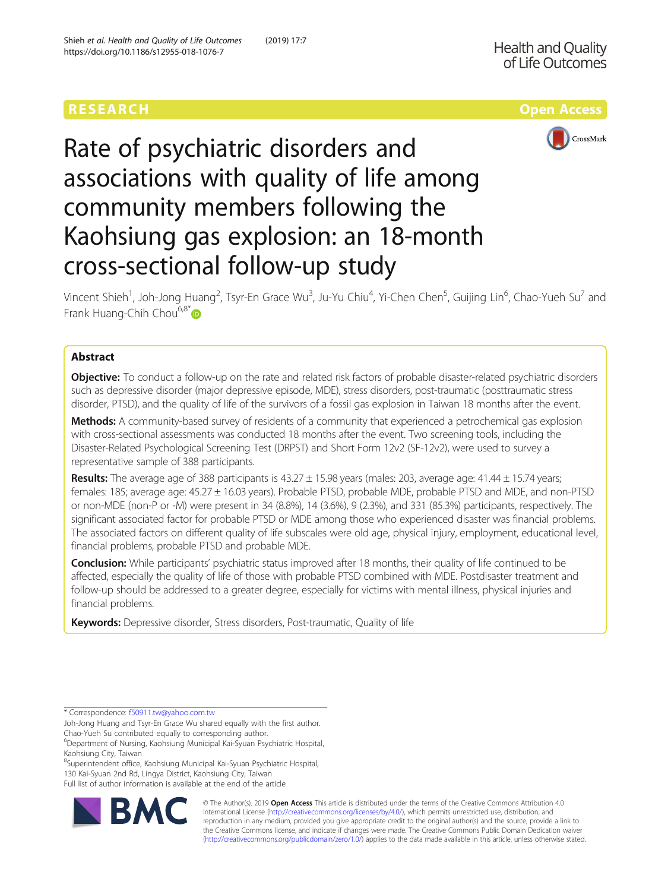RESEARCH

Open Access

# Rate of psychiatric disorders and associations with quality of life among community members following the Kaohsiung gas explosion: an 18-month cross-sectional follow-up study

Vincent Shieh[1], Joh-Jong Huang[2], Tsyr-En Grace Wu[3], Ju-Yu Chiu[4], Yi-Chen Chen[5], Guijing Lin[6], Chao-Yueh Su[7] and Frank Huang-Chih Chou[6,8*]

## Abstract

**Objective:** To conduct a follow-up on the rate and related risk factors of probable disaster-related psychiatric disorders such as depressive disorder (major depressive episode, MDE), stress disorders, post-traumatic (posttraumatic stress disorder, PTSD), and the quality of life of the survivors of a fossil gas explosion in Taiwan 18 months after the event.

**Methods:** A community-based survey of residents of a community that experienced a petrochemical gas explosion with cross-sectional assessments was conducted 18 months after the event. Two screening tools, including the Disaster-Related Psychological Screening Test (DRPST) and Short Form 12v2 (SF-12v2), were used to survey a representative sample of 388 participants.

**Results:** The average age of 388 participants is 43.27 ± 15.98 years (males: 203, average age: 41.44 ± 15.74 years; females: 185; average age: 45.27 ± 16.03 years). Probable PTSD, probable MDE, probable PTSD and MDE, and non-PTSD or non-MDE (non-P or -M) were present in 34 (8.8%), 14 (3.6%), 9 (2.3%), and 331 (85.3%) participants, respectively. The significant associated factor for probable PTSD or MDE among those who experienced disaster was financial problems. The associated factors on different quality of life subscales were old age, physical injury, employment, educational level, financial problems, probable PTSD and probable MDE.

**Conclusion:** While participants' psychiatric status improved after 18 months, their quality of life continued to be affected, especially the quality of life of those with probable PTSD combined with MDE. Postdisaster treatment and follow-up should be addressed to a greater degree, especially for victims with mental illness, physical injuries and financial problems.

**Keywords:** Depressive disorder, Stress disorders, Post-traumatic, Quality of life

---

\* Correspondence: f50911.tw@yahoo.com.tw

Joh-Jong Huang and Tsyr-En Grace Wu shared equally with the first author.

Chao-Yueh Su contributed equally to corresponding author.

[6]Department of Nursing, Kaohsiung Municipal Kai-Syuan Psychiatric Hospital, Kaohsiung City, Taiwan

[8]Superintendent office, Kaohsiung Municipal Kai-Syuan Psychiatric Hospital, 130 Kai-Syuan 2nd Rd, Lingya District, Kaohsiung City, Taiwan

Full list of author information is available at the end of the article

© The Author(s). 2019 **Open Access** This article is distributed under the terms of the Creative Commons Attribution 4.0 International License (http://creativecommons.org/licenses/by/4.0/), which permits unrestricted use, distribution, and reproduction in any medium, provided you give appropriate credit to the original author(s) and the source, provide a link to the Creative Commons license, and indicate if changes were made. The Creative Commons Public Domain Dedication waiver (http://creativecommons.org/publicdomain/zero/1.0/) applies to the data made available in this article, unless otherwise stated.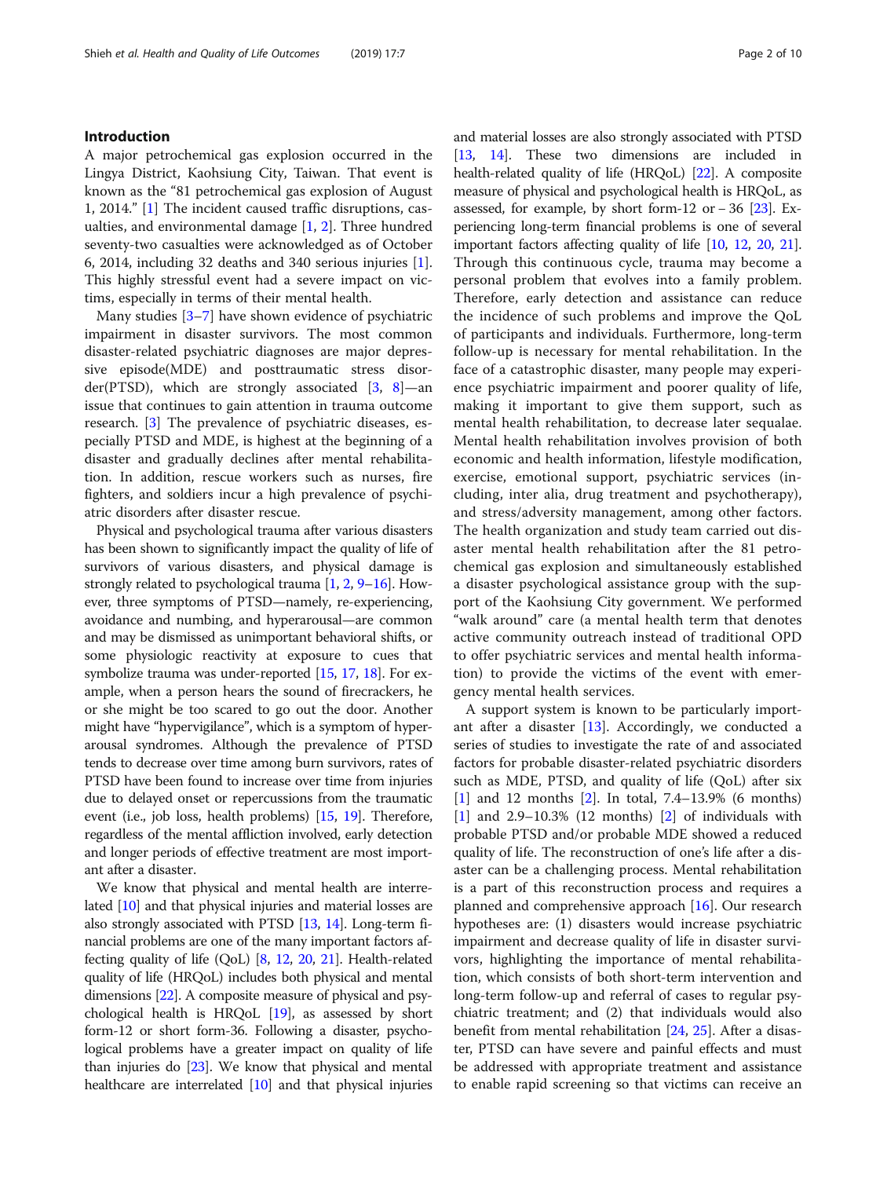## Introduction

A major petrochemical gas explosion occurred in the Lingya District, Kaohsiung City, Taiwan. That event is known as the "81 petrochemical gas explosion of August 1, 2014." [1] The incident caused traffic disruptions, casualties, and environmental damage [1, 2]. Three hundred seventy-two casualties were acknowledged as of October 6, 2014, including 32 deaths and 340 serious injuries [1]. This highly stressful event had a severe impact on victims, especially in terms of their mental health.

Many studies [3–7] have shown evidence of psychiatric impairment in disaster survivors. The most common disaster-related psychiatric diagnoses are major depressive episode(MDE) and posttraumatic stress disorder(PTSD), which are strongly associated [3, 8]—an issue that continues to gain attention in trauma outcome research. [3] The prevalence of psychiatric diseases, especially PTSD and MDE, is highest at the beginning of a disaster and gradually declines after mental rehabilitation. In addition, rescue workers such as nurses, fire fighters, and soldiers incur a high prevalence of psychiatric disorders after disaster rescue.

Physical and psychological trauma after various disasters has been shown to significantly impact the quality of life of survivors of various disasters, and physical damage is strongly related to psychological trauma [1, 2, 9–16]. However, three symptoms of PTSD—namely, re-experiencing, avoidance and numbing, and hyperarousal—are common and may be dismissed as unimportant behavioral shifts, or some physiologic reactivity at exposure to cues that symbolize trauma was under-reported [15, 17, 18]. For example, when a person hears the sound of firecrackers, he or she might be too scared to go out the door. Another might have "hypervigilance", which is a symptom of hyperarousal syndromes. Although the prevalence of PTSD tends to decrease over time among burn survivors, rates of PTSD have been found to increase over time from injuries due to delayed onset or repercussions from the traumatic event (i.e., job loss, health problems) [15, 19]. Therefore, regardless of the mental affliction involved, early detection and longer periods of effective treatment are most important after a disaster.

We know that physical and mental health are interrelated [10] and that physical injuries and material losses are also strongly associated with PTSD [13, 14]. Long-term financial problems are one of the many important factors affecting quality of life (QoL) [8, 12, 20, 21]. Health-related quality of life (HRQoL) includes both physical and mental dimensions [22]. A composite measure of physical and psychological health is HRQoL [19], as assessed by short form-12 or short form-36. Following a disaster, psychological problems have a greater impact on quality of life than injuries do [23]. We know that physical and mental healthcare are interrelated [10] and that physical injuries and material losses are also strongly associated with PTSD [13, 14]. These two dimensions are included in health-related quality of life (HRQoL) [22]. A composite measure of physical and psychological health is HRQoL, as assessed, for example, by short form-12 or – 36 [23]. Experiencing long-term financial problems is one of several important factors affecting quality of life [10, 12, 20, 21]. Through this continuous cycle, trauma may become a personal problem that evolves into a family problem. Therefore, early detection and assistance can reduce the incidence of such problems and improve the QoL of participants and individuals. Furthermore, long-term follow-up is necessary for mental rehabilitation. In the face of a catastrophic disaster, many people may experience psychiatric impairment and poorer quality of life, making it important to give them support, such as mental health rehabilitation, to decrease later sequalae. Mental health rehabilitation involves provision of both economic and health information, lifestyle modification, exercise, emotional support, psychiatric services (including, inter alia, drug treatment and psychotherapy), and stress/adversity management, among other factors. The health organization and study team carried out disaster mental health rehabilitation after the 81 petrochemical gas explosion and simultaneously established a disaster psychological assistance group with the support of the Kaohsiung City government. We performed "walk around" care (a mental health term that denotes active community outreach instead of traditional OPD to offer psychiatric services and mental health information) to provide the victims of the event with emergency mental health services.

A support system is known to be particularly important after a disaster [13]. Accordingly, we conducted a series of studies to investigate the rate of and associated factors for probable disaster-related psychiatric disorders such as MDE, PTSD, and quality of life (QoL) after six [1] and 12 months [2]. In total, 7.4–13.9% (6 months) [1] and 2.9–10.3% (12 months) [2] of individuals with probable PTSD and/or probable MDE showed a reduced quality of life. The reconstruction of one's life after a disaster can be a challenging process. Mental rehabilitation is a part of this reconstruction process and requires a planned and comprehensive approach [16]. Our research hypotheses are: (1) disasters would increase psychiatric impairment and decrease quality of life in disaster survivors, highlighting the importance of mental rehabilitation, which consists of both short-term intervention and long-term follow-up and referral of cases to regular psychiatric treatment; and (2) that individuals would also benefit from mental rehabilitation [24, 25]. After a disaster, PTSD can have severe and painful effects and must be addressed with appropriate treatment and assistance to enable rapid screening so that victims can receive an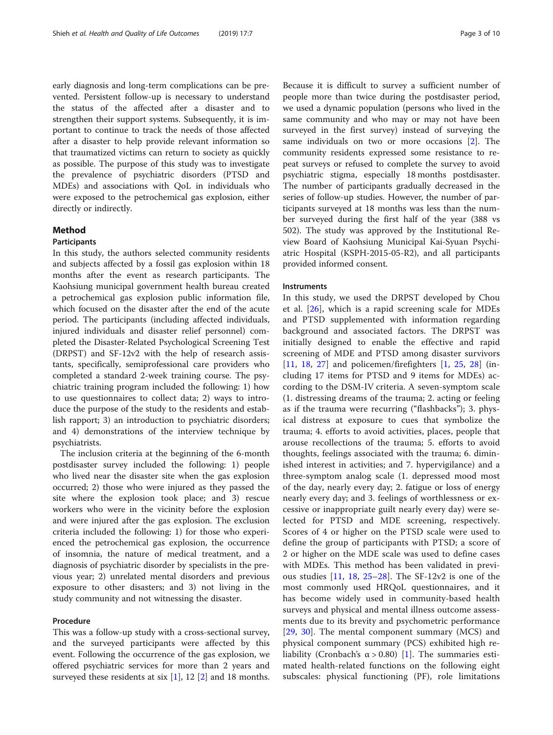early diagnosis and long-term complications can be prevented. Persistent follow-up is necessary to understand the status of the affected after a disaster and to strengthen their support systems. Subsequently, it is important to continue to track the needs of those affected after a disaster to help provide relevant information so that traumatized victims can return to society as quickly as possible. The purpose of this study was to investigate the prevalence of psychiatric disorders (PTSD and MDEs) and associations with QoL in individuals who were exposed to the petrochemical gas explosion, either directly or indirectly.

## Method

### Participants

In this study, the authors selected community residents and subjects affected by a fossil gas explosion within 18 months after the event as research participants. The Kaohsiung municipal government health bureau created a petrochemical gas explosion public information file, which focused on the disaster after the end of the acute period. The participants (including affected individuals, injured individuals and disaster relief personnel) completed the Disaster-Related Psychological Screening Test (DRPST) and SF-12v2 with the help of research assistants, specifically, semiprofessional care providers who completed a standard 2-week training course. The psychiatric training program included the following: 1) how to use questionnaires to collect data; 2) ways to introduce the purpose of the study to the residents and establish rapport; 3) an introduction to psychiatric disorders; and 4) demonstrations of the interview technique by psychiatrists.

The inclusion criteria at the beginning of the 6-month postdisaster survey included the following: 1) people who lived near the disaster site when the gas explosion occurred; 2) those who were injured as they passed the site where the explosion took place; and 3) rescue workers who were in the vicinity before the explosion and were injured after the gas explosion. The exclusion criteria included the following: 1) for those who experienced the petrochemical gas explosion, the occurrence of insomnia, the nature of medical treatment, and a diagnosis of psychiatric disorder by specialists in the previous year; 2) unrelated mental disorders and previous exposure to other disasters; and 3) not living in the study community and not witnessing the disaster.

### Procedure

This was a follow-up study with a cross-sectional survey, and the surveyed participants were affected by this event. Following the occurrence of the gas explosion, we offered psychiatric services for more than 2 years and surveyed these residents at six [1], 12 [2] and 18 months. Because it is difficult to survey a sufficient number of people more than twice during the postdisaster period, we used a dynamic population (persons who lived in the same community and who may or may not have been surveyed in the first survey) instead of surveying the same individuals on two or more occasions [2]. The community residents expressed some resistance to repeat surveys or refused to complete the survey to avoid psychiatric stigma, especially 18 months postdisaster. The number of participants gradually decreased in the series of follow-up studies. However, the number of participants surveyed at 18 months was less than the number surveyed during the first half of the year (388 vs 502). The study was approved by the Institutional Review Board of Kaohsiung Municipal Kai-Syuan Psychiatric Hospital (KSPH-2015-05-R2), and all participants provided informed consent.

### Instruments

In this study, we used the DRPST developed by Chou et al. [26], which is a rapid screening scale for MDEs and PTSD supplemented with information regarding background and associated factors. The DRPST was initially designed to enable the effective and rapid screening of MDE and PTSD among disaster survivors [11, 18, 27] and policemen/firefighters [1, 25, 28] (including 17 items for PTSD and 9 items for MDEs) according to the DSM-IV criteria. A seven-symptom scale (1. distressing dreams of the trauma; 2. acting or feeling as if the trauma were recurring ("flashbacks"); 3. physical distress at exposure to cues that symbolize the trauma; 4. efforts to avoid activities, places, people that arouse recollections of the trauma; 5. efforts to avoid thoughts, feelings associated with the trauma; 6. diminished interest in activities; and 7. hypervigilance) and a three-symptom analog scale (1. depressed mood most of the day, nearly every day; 2. fatigue or loss of energy nearly every day; and 3. feelings of worthlessness or excessive or inappropriate guilt nearly every day) were selected for PTSD and MDE screening, respectively. Scores of 4 or higher on the PTSD scale were used to define the group of participants with PTSD; a score of 2 or higher on the MDE scale was used to define cases with MDEs. This method has been validated in previous studies [11, 18, 25–28]. The SF-12v2 is one of the most commonly used HRQoL questionnaires, and it has become widely used in community-based health surveys and physical and mental illness outcome assessments due to its brevity and psychometric performance [29, 30]. The mental component summary (MCS) and physical component summary (PCS) exhibited high reliability (Cronbach's $\alpha > 0.80$) [1]. The summaries estimated health-related functions on the following eight subscales: physical functioning (PF), role limitations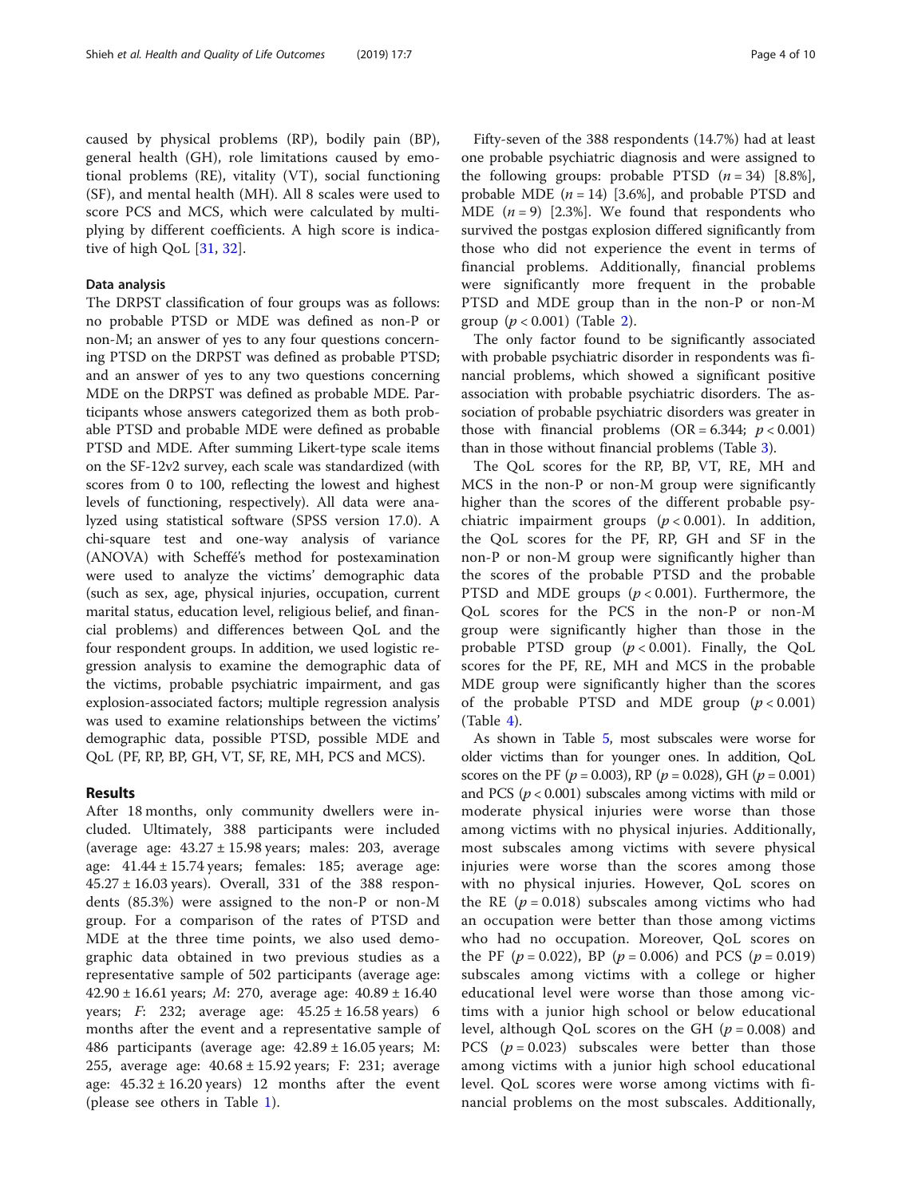caused by physical problems (RP), bodily pain (BP), general health (GH), role limitations caused by emotional problems (RE), vitality (VT), social functioning (SF), and mental health (MH). All 8 scales were used to score PCS and MCS, which were calculated by multiplying by different coefficients. A high score is indicative of high QoL [31, 32].

### Data analysis

The DRPST classification of four groups was as follows: no probable PTSD or MDE was defined as non-P or non-M; an answer of yes to any four questions concerning PTSD on the DRPST was defined as probable PTSD; and an answer of yes to any two questions concerning MDE on the DRPST was defined as probable MDE. Participants whose answers categorized them as both probable PTSD and probable MDE were defined as probable PTSD and MDE. After summing Likert-type scale items on the SF-12v2 survey, each scale was standardized (with scores from 0 to 100, reflecting the lowest and highest levels of functioning, respectively). All data were analyzed using statistical software (SPSS version 17.0). A chi-square test and one-way analysis of variance (ANOVA) with Scheffé's method for postexamination were used to analyze the victims' demographic data (such as sex, age, physical injuries, occupation, current marital status, education level, religious belief, and financial problems) and differences between QoL and the four respondent groups. In addition, we used logistic regression analysis to examine the demographic data of the victims, probable psychiatric impairment, and gas explosion-associated factors; multiple regression analysis was used to examine relationships between the victims' demographic data, possible PTSD, possible MDE and QoL (PF, RP, BP, GH, VT, SF, RE, MH, PCS and MCS).

## Results

After 18 months, only community dwellers were included. Ultimately, 388 participants were included (average age: 43.27 ± 15.98 years; males: 203, average age: 41.44 ± 15.74 years; females: 185; average age: 45.27 ± 16.03 years). Overall, 331 of the 388 respondents (85.3%) were assigned to the non-P or non-M group. For a comparison of the rates of PTSD and MDE at the three time points, we also used demographic data obtained in two previous studies as a representative sample of 502 participants (average age: 42.90 ± 16.61 years; *M*: 270, average age: 40.89 ± 16.40 years; *F*: 232; average age: 45.25 ± 16.58 years) 6 months after the event and a representative sample of 486 participants (average age: 42.89 ± 16.05 years; M: 255, average age: 40.68 ± 15.92 years; F: 231; average age: 45.32 ± 16.20 years) 12 months after the event (please see others in Table 1).

Fifty-seven of the 388 respondents (14.7%) had at least one probable psychiatric diagnosis and were assigned to the following groups: probable PTSD ($n = 34$) [8.8%], probable MDE ($n = 14$) [3.6%], and probable PTSD and MDE ($n = 9$) [2.3%]. We found that respondents who survived the postgas explosion differed significantly from those who did not experience the event in terms of financial problems. Additionally, financial problems were significantly more frequent in the probable PTSD and MDE group than in the non-P or non-M group ($p < 0.001$) (Table 2).

The only factor found to be significantly associated with probable psychiatric disorder in respondents was financial problems, which showed a significant positive association with probable psychiatric disorders. The association of probable psychiatric disorders was greater in those with financial problems (OR = 6.344; $p < 0.001$) than in those without financial problems (Table 3).

The QoL scores for the RP, BP, VT, RE, MH and MCS in the non-P or non-M group were significantly higher than the scores of the different probable psychiatric impairment groups ($p < 0.001$). In addition, the QoL scores for the PF, RP, GH and SF in the non-P or non-M group were significantly higher than the scores of the probable PTSD and the probable PTSD and MDE groups ($p < 0.001$). Furthermore, the QoL scores for the PCS in the non-P or non-M group were significantly higher than those in the probable PTSD group ($p < 0.001$). Finally, the QoL scores for the PF, RE, MH and MCS in the probable MDE group were significantly higher than the scores of the probable PTSD and MDE group ($p < 0.001$) (Table 4).

As shown in Table 5, most subscales were worse for older victims than for younger ones. In addition, QoL scores on the PF ($p = 0.003$), RP ($p = 0.028$), GH ($p = 0.001$) and PCS ($p < 0.001$) subscales among victims with mild or moderate physical injuries were worse than those among victims with no physical injuries. Additionally, most subscales among victims with severe physical injuries were worse than the scores among those with no physical injuries. However, QoL scores on the RE ($p = 0.018$) subscales among victims who had an occupation were better than those among victims who had no occupation. Moreover, QoL scores on the PF ($p = 0.022$), BP ($p = 0.006$) and PCS ($p = 0.019$) subscales among victims with a college or higher educational level were worse than those among victims with a junior high school or below educational level, although QoL scores on the GH ($p = 0.008$) and PCS ($p = 0.023$) subscales were better than those among victims with a junior high school educational level. QoL scores were worse among victims with financial problems on the most subscales. Additionally,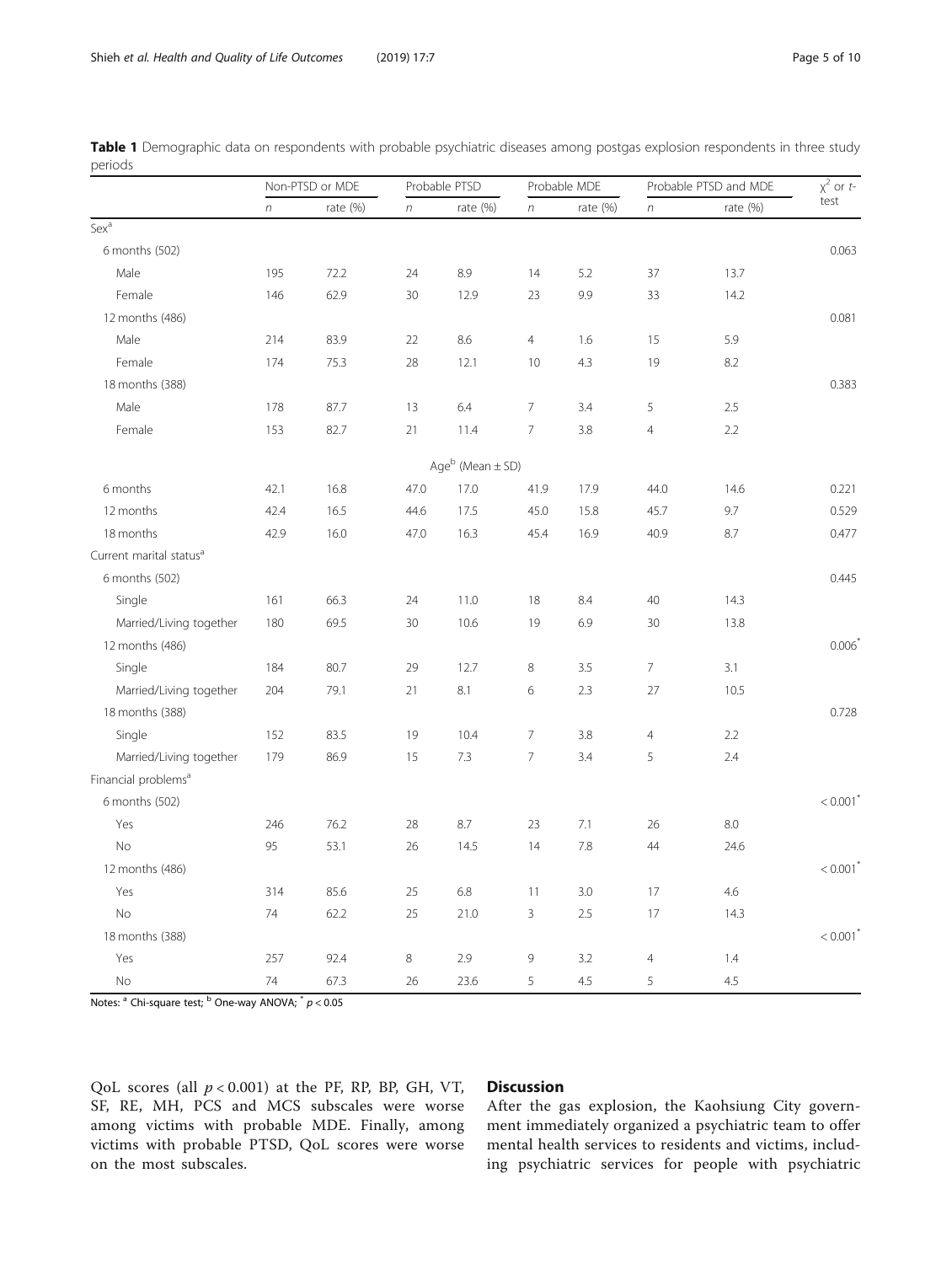**Table 1** Demographic data on respondents with probable psychiatric diseases among postgas explosion respondents in three study periods

| | Non-PTSD or MDE | | Probable PTSD | | Probable MDE | | Probable PTSD and MDE | | $\chi^2$ or *t*-test |
|---|---|---|---|---|---|---|---|---|---|
| | *n* | rate (%) | *n* | rate (%) | *n* | rate (%) | *n* | rate (%) | |
| Sex[a] | | | | | | | | | |
| 6 months (502) | | | | | | | | | 0.063 |
| Male | 195 | 72.2 | 24 | 8.9 | 14 | 5.2 | 37 | 13.7 | |
| Female | 146 | 62.9 | 30 | 12.9 | 23 | 9.9 | 33 | 14.2 | |
| 12 months (486) | | | | | | | | | 0.081 |
| Male | 214 | 83.9 | 22 | 8.6 | 4 | 1.6 | 15 | 5.9 | |
| Female | 174 | 75.3 | 28 | 12.1 | 10 | 4.3 | 19 | 8.2 | |
| 18 months (388) | | | | | | | | | 0.383 |
| Male | 178 | 87.7 | 13 | 6.4 | 7 | 3.4 | 5 | 2.5 | |
| Female | 153 | 82.7 | 21 | 11.4 | 7 | 3.8 | 4 | 2.2 | |
| | | | Age[b] (Mean ± SD) | | | | | | |
| 6 months | 42.1 | 16.8 | 47.0 | 17.0 | 41.9 | 17.9 | 44.0 | 14.6 | 0.221 |
| 12 months | 42.4 | 16.5 | 44.6 | 17.5 | 45.0 | 15.8 | 45.7 | 9.7 | 0.529 |
| 18 months | 42.9 | 16.0 | 47.0 | 16.3 | 45.4 | 16.9 | 40.9 | 8.7 | 0.477 |
| Current marital status[a] | | | | | | | | | |
| 6 months (502) | | | | | | | | | 0.445 |
| Single | 161 | 66.3 | 24 | 11.0 | 18 | 8.4 | 40 | 14.3 | |
| Married/Living together | 180 | 69.5 | 30 | 10.6 | 19 | 6.9 | 30 | 13.8 | |
| 12 months (486) | | | | | | | | | 0.006* |
| Single | 184 | 80.7 | 29 | 12.7 | 8 | 3.5 | 7 | 3.1 | |
| Married/Living together | 204 | 79.1 | 21 | 8.1 | 6 | 2.3 | 27 | 10.5 | |
| 18 months (388) | | | | | | | | | 0.728 |
| Single | 152 | 83.5 | 19 | 10.4 | 7 | 3.8 | 4 | 2.2 | |
| Married/Living together | 179 | 86.9 | 15 | 7.3 | 7 | 3.4 | 5 | 2.4 | |
| Financial problems[a] | | | | | | | | | |
| 6 months (502) | | | | | | | | | < 0.001* |
| Yes | 246 | 76.2 | 28 | 8.7 | 23 | 7.1 | 26 | 8.0 | |
| No | 95 | 53.1 | 26 | 14.5 | 14 | 7.8 | 44 | 24.6 | |
| 12 months (486) | | | | | | | | | < 0.001* |
| Yes | 314 | 85.6 | 25 | 6.8 | 11 | 3.0 | 17 | 4.6 | |
| No | 74 | 62.2 | 25 | 21.0 | 3 | 2.5 | 17 | 14.3 | |
| 18 months (388) | | | | | | | | | < 0.001* |
| Yes | 257 | 92.4 | 8 | 2.9 | 9 | 3.2 | 4 | 1.4 | |
| No | 74 | 67.3 | 26 | 23.6 | 5 | 4.5 | 5 | 4.5 | |

Notes: [a] Chi-square test; [b] One-way ANOVA; * $p < 0.05$

QoL scores (all $p < 0.001$) at the PF, RP, BP, GH, VT, SF, RE, MH, PCS and MCS subscales were worse among victims with probable MDE. Finally, among victims with probable PTSD, QoL scores were worse on the most subscales.

## Discussion

After the gas explosion, the Kaohsiung City government immediately organized a psychiatric team to offer mental health services to residents and victims, including psychiatric services for people with psychiatric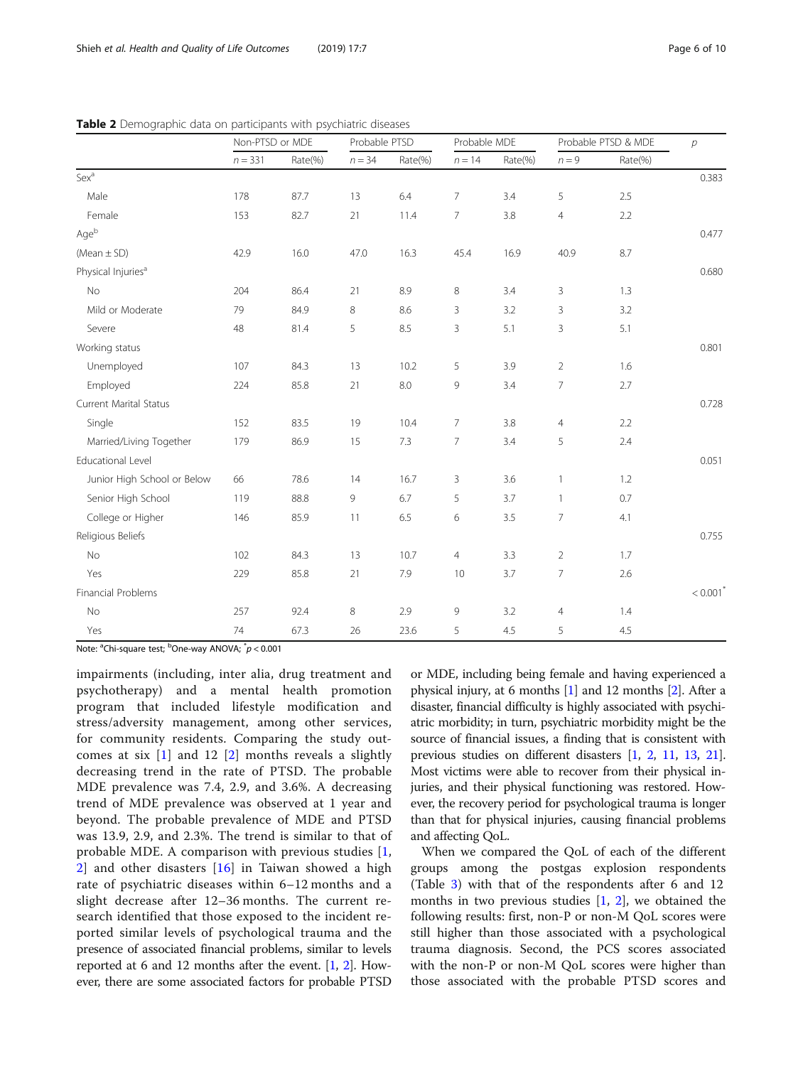**Table 2** Demographic data on participants with psychiatric diseases

| | Non-PTSD or MDE | | Probable PTSD | | Probable MDE | | Probable PTSD & MDE | | $p$ |
|---|---|---|---|---|---|---|---|---|---|
| | $n = 331$ | Rate(%) | $n = 34$ | Rate(%) | $n = 14$ | Rate(%) | $n = 9$ | Rate(%) | |
| Sex[a] | | | | | | | | | 0.383 |
| Male | 178 | 87.7 | 13 | 6.4 | 7 | 3.4 | 5 | 2.5 | |
| Female | 153 | 82.7 | 21 | 11.4 | 7 | 3.8 | 4 | 2.2 | |
| Age[b] | | | | | | | | | 0.477 |
| (Mean ± SD) | 42.9 | 16.0 | 47.0 | 16.3 | 45.4 | 16.9 | 40.9 | 8.7 | |
| Physical Injuries[a] | | | | | | | | | 0.680 |
| No | 204 | 86.4 | 21 | 8.9 | 8 | 3.4 | 3 | 1.3 | |
| Mild or Moderate | 79 | 84.9 | 8 | 8.6 | 3 | 3.2 | 3 | 3.2 | |
| Severe | 48 | 81.4 | 5 | 8.5 | 3 | 5.1 | 3 | 5.1 | |
| Working status | | | | | | | | | 0.801 |
| Unemployed | 107 | 84.3 | 13 | 10.2 | 5 | 3.9 | 2 | 1.6 | |
| Employed | 224 | 85.8 | 21 | 8.0 | 9 | 3.4 | 7 | 2.7 | |
| Current Marital Status | | | | | | | | | 0.728 |
| Single | 152 | 83.5 | 19 | 10.4 | 7 | 3.8 | 4 | 2.2 | |
| Married/Living Together | 179 | 86.9 | 15 | 7.3 | 7 | 3.4 | 5 | 2.4 | |
| Educational Level | | | | | | | | | 0.051 |
| Junior High School or Below | 66 | 78.6 | 14 | 16.7 | 3 | 3.6 | 1 | 1.2 | |
| Senior High School | 119 | 88.8 | 9 | 6.7 | 5 | 3.7 | 1 | 0.7 | |
| College or Higher | 146 | 85.9 | 11 | 6.5 | 6 | 3.5 | 7 | 4.1 | |
| Religious Beliefs | | | | | | | | | 0.755 |
| No | 102 | 84.3 | 13 | 10.7 | 4 | 3.3 | 2 | 1.7 | |
| Yes | 229 | 85.8 | 21 | 7.9 | 10 | 3.7 | 7 | 2.6 | |
| Financial Problems | | | | | | | | | $< 0.001^{*}$ |
| No | 257 | 92.4 | 8 | 2.9 | 9 | 3.2 | 4 | 1.4 | |
| Yes | 74 | 67.3 | 26 | 23.6 | 5 | 4.5 | 5 | 4.5 | |

Note: [a]Chi-square test; [b]One-way ANOVA; $^{*}p < 0.001$

impairments (including, inter alia, drug treatment and psychotherapy) and a mental health promotion program that included lifestyle modification and stress/adversity management, among other services, for community residents. Comparing the study outcomes at six [1] and 12 [2] months reveals a slightly decreasing trend in the rate of PTSD. The probable MDE prevalence was 7.4, 2.9, and 3.6%. A decreasing trend of MDE prevalence was observed at 1 year and beyond. The probable prevalence of MDE and PTSD was 13.9, 2.9, and 2.3%. The trend is similar to that of probable MDE. A comparison with previous studies [1, 2] and other disasters [16] in Taiwan showed a high rate of psychiatric diseases within 6–12 months and a slight decrease after 12–36 months. The current research identified that those exposed to the incident reported similar levels of psychological trauma and the presence of associated financial problems, similar to levels reported at 6 and 12 months after the event. [1, 2]. However, there are some associated factors for probable PTSD or MDE, including being female and having experienced a physical injury, at 6 months [1] and 12 months [2]. After a disaster, financial difficulty is highly associated with psychiatric morbidity; in turn, psychiatric morbidity might be the source of financial issues, a finding that is consistent with previous studies on different disasters [1, 2, 11, 13, 21]. Most victims were able to recover from their physical injuries, and their physical functioning was restored. However, the recovery period for psychological trauma is longer than that for physical injuries, causing financial problems and affecting QoL.

When we compared the QoL of each of the different groups among the postgas explosion respondents (Table 3) with that of the respondents after 6 and 12 months in two previous studies [1, 2], we obtained the following results: first, non-P or non-M QoL scores were still higher than those associated with a psychological trauma diagnosis. Second, the PCS scores associated with the non-P or non-M QoL scores were higher than those associated with the probable PTSD scores and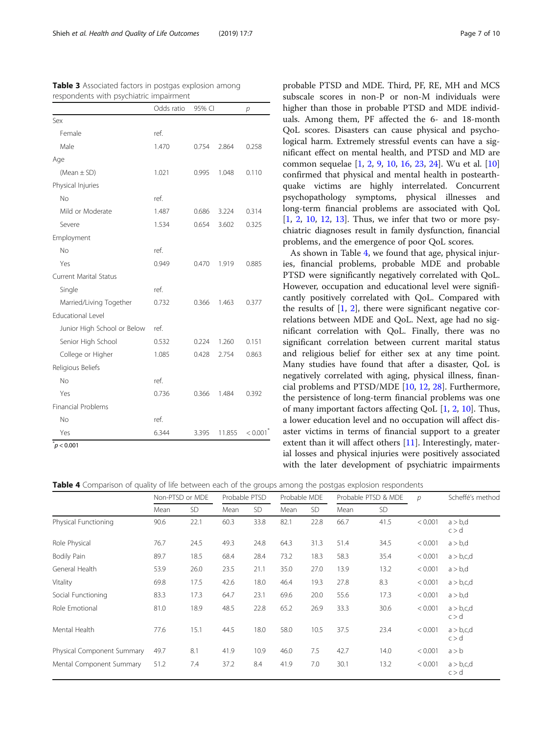**Table 3** Associated factors in postgas explosion among respondents with psychiatric impairment

| | Odds ratio | 95% CI | | p |
|---|---|---|---|---|
| Sex | | | | |
| Female | ref. | | | |
| Male | 1.470 | 0.754 | 2.864 | 0.258 |
| Age | | | | |
| (Mean ± SD) | 1.021 | 0.995 | 1.048 | 0.110 |
| Physical Injuries | | | | |
| No | ref. | | | |
| Mild or Moderate | 1.487 | 0.686 | 3.224 | 0.314 |
| Severe | 1.534 | 0.654 | 3.602 | 0.325 |
| Employment | | | | |
| No | ref. | | | |
| Yes | 0.949 | 0.470 | 1.919 | 0.885 |
| Current Marital Status | | | | |
| Single | ref. | | | |
| Married/Living Together | 0.732 | 0.366 | 1.463 | 0.377 |
| Educational Level | | | | |
| Junior High School or Below | ref. | | | |
| Senior High School | 0.532 | 0.224 | 1.260 | 0.151 |
| College or Higher | 1.085 | 0.428 | 2.754 | 0.863 |
| Religious Beliefs | | | | |
| No | ref. | | | |
| Yes | 0.736 | 0.366 | 1.484 | 0.392 |
| Financial Problems | | | | |
| No | ref. | | | |
| Yes | 6.344 | 3.395 | 11.855 | < 0.001* |

*$p < 0.001$

probable PTSD and MDE. Third, PF, RE, MH and MCS subscale scores in non-P or non-M individuals were higher than those in probable PTSD and MDE individuals. Among them, PF affected the 6- and 18-month QoL scores. Disasters can cause physical and psychological harm. Extremely stressful events can have a significant effect on mental health, and PTSD and MD are common sequelae [1, 2, 9, 10, 16, 23, 24]. Wu et al. [10] confirmed that physical and mental health in postearthquake victims are highly interrelated. Concurrent psychopathology symptoms, physical illnesses and long-term financial problems are associated with QoL [1, 2, 10, 12, 13]. Thus, we infer that two or more psychiatric diagnoses result in family dysfunction, financial problems, and the emergence of poor QoL scores.

As shown in Table 4, we found that age, physical injuries, financial problems, probable MDE and probable PTSD were significantly negatively correlated with QoL. However, occupation and educational level were significantly positively correlated with QoL. Compared with the results of [1, 2], there were significant negative correlations between MDE and QoL. Next, age had no significant correlation with QoL. Finally, there was no significant correlation between current marital status and religious belief for either sex at any time point. Many studies have found that after a disaster, QoL is negatively correlated with aging, physical illness, financial problems and PTSD/MDE [10, 12, 28]. Furthermore, the persistence of long-term financial problems was one of many important factors affecting QoL [1, 2, 10]. Thus, a lower education level and no occupation will affect disaster victims in terms of financial support to a greater extent than it will affect others [11]. Interestingly, material losses and physical injuries were positively associated with the later development of psychiatric impairments

**Table 4** Comparison of quality of life between each of the groups among the postgas explosion respondents

| | Non-PTSD or MDE | | Probable PTSD | | Probable MDE | | Probable PTSD & MDE | | p | Scheffé's method |
|---|---|---|---|---|---|---|---|---|---|---|
| | Mean | SD | Mean | SD | Mean | SD | Mean | SD | | |
| Physical Functioning | 90.6 | 22.1 | 60.3 | 33.8 | 82.1 | 22.8 | 66.7 | 41.5 | < 0.001 | a > b,d c > d |
| Role Physical | 76.7 | 24.5 | 49.3 | 24.8 | 64.3 | 31.3 | 51.4 | 34.5 | < 0.001 | a > b,d |
| Bodily Pain | 89.7 | 18.5 | 68.4 | 28.4 | 73.2 | 18.3 | 58.3 | 35.4 | < 0.001 | a > b,c,d |
| General Health | 53.9 | 26.0 | 23.5 | 21.1 | 35.0 | 27.0 | 13.9 | 13.2 | < 0.001 | a > b,d |
| Vitality | 69.8 | 17.5 | 42.6 | 18.0 | 46.4 | 19.3 | 27.8 | 8.3 | < 0.001 | a > b,c,d |
| Social Functioning | 83.3 | 17.3 | 64.7 | 23.1 | 69.6 | 20.0 | 55.6 | 17.3 | < 0.001 | a > b,d |
| Role Emotional | 81.0 | 18.9 | 48.5 | 22.8 | 65.2 | 26.9 | 33.3 | 30.6 | < 0.001 | a > b,c,d c > d |
| Mental Health | 77.6 | 15.1 | 44.5 | 18.0 | 58.0 | 10.5 | 37.5 | 23.4 | < 0.001 | a > b,c,d c > d |
| Physical Component Summary | 49.7 | 8.1 | 41.9 | 10.9 | 46.0 | 7.5 | 42.7 | 14.0 | < 0.001 | a > b |
| Mental Component Summary | 51.2 | 7.4 | 37.2 | 8.4 | 41.9 | 7.0 | 30.1 | 13.2 | < 0.001 | a > b,c,d c > d |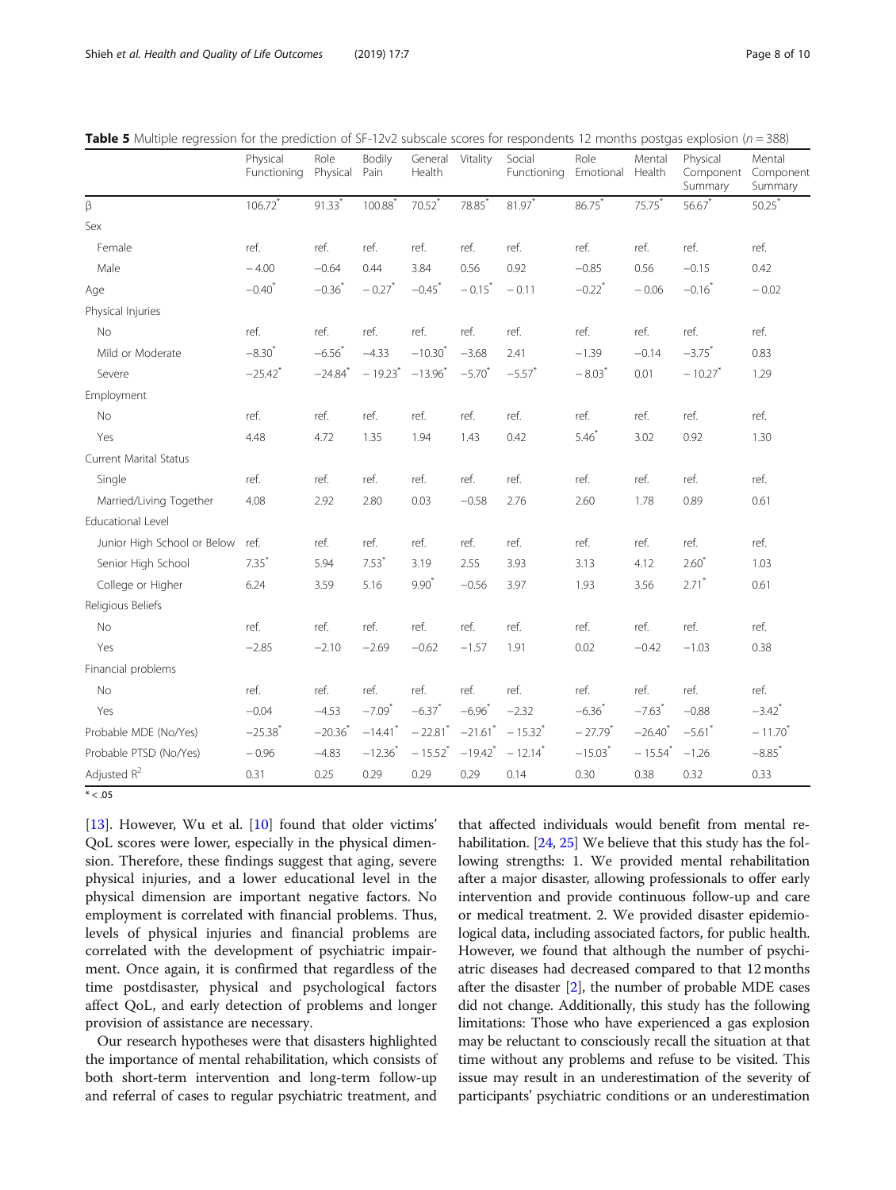**Table 5** Multiple regression for the prediction of SF-12v2 subscale scores for respondents 12 months postgas explosion ($n = 388$)

| | Physical Functioning | Role Physical | Bodily Pain | General Health | Vitality | Social Functioning | Role Emotional | Mental Health | Physical Component Summary | Mental Component Summary |
|---|---|---|---|---|---|---|---|---|---|---|
| β | 106.72* | 91.33* | 100.88* | 70.52* | 78.85* | 81.97* | 86.75* | 75.75* | 56.67* | 50.25* |
| Sex | | | | | | | | | | |
| Female | ref. | ref. | ref. | ref. | ref. | ref. | ref. | ref. | ref. | ref. |
| Male | − 4.00 | −0.64 | 0.44 | 3.84 | 0.56 | 0.92 | −0.85 | 0.56 | −0.15 | 0.42 |
| Age | −0.40* | −0.36* | − 0.27* | −0.45* | − 0.15* | − 0.11 | −0.22* | − 0.06 | −0.16* | − 0.02 |
| Physical Injuries | | | | | | | | | | |
| No | ref. | ref. | ref. | ref. | ref. | ref. | ref. | ref. | ref. | ref. |
| Mild or Moderate | −8.30* | −6.56* | −4.33 | −10.30* | −3.68 | 2.41 | −1.39 | −0.14 | −3.75* | 0.83 |
| Severe | −25.42* | −24.84* | − 19.23* | −13.96* | −5.70* | −5.57* | − 8.03* | 0.01 | − 10.27* | 1.29 |
| Employment | | | | | | | | | | |
| No | ref. | ref. | ref. | ref. | ref. | ref. | ref. | ref. | ref. | ref. |
| Yes | 4.48 | 4.72 | 1.35 | 1.94 | 1.43 | 0.42 | 5.46* | 3.02 | 0.92 | 1.30 |
| Current Marital Status | | | | | | | | | | |
| Single | ref. | ref. | ref. | ref. | ref. | ref. | ref. | ref. | ref. | ref. |
| Married/Living Together | 4.08 | 2.92 | 2.80 | 0.03 | −0.58 | 2.76 | 2.60 | 1.78 | 0.89 | 0.61 |
| Educational Level | | | | | | | | | | |
| Junior High School or Below | ref. | ref. | ref. | ref. | ref. | ref. | ref. | ref. | ref. | ref. |
| Senior High School | 7.35* | 5.94 | 7.53* | 3.19 | 2.55 | 3.93 | 3.13 | 4.12 | 2.60* | 1.03 |
| College or Higher | 6.24 | 3.59 | 5.16 | 9.90* | −0.56 | 3.97 | 1.93 | 3.56 | 2.71* | 0.61 |
| Religious Beliefs | | | | | | | | | | |
| No | ref. | ref. | ref. | ref. | ref. | ref. | ref. | ref. | ref. | ref. |
| Yes | −2.85 | −2.10 | −2.69 | −0.62 | −1.57 | 1.91 | 0.02 | −0.42 | −1.03 | 0.38 |
| Financial problems | | | | | | | | | | |
| No | ref. | ref. | ref. | ref. | ref. | ref. | ref. | ref. | ref. | ref. |
| Yes | −0.04 | −4.53 | −7.09* | −6.37* | −6.96* | −2.32 | −6.36* | −7.63* | −0.88 | −3.42* |
| Probable MDE (No/Yes) | −25.38* | −20.36* | −14.41* | − 22.81* | −21.61* | − 15.32* | − 27.79* | −26.40* | −5.61* | − 11.70* |
| Probable PTSD (No/Yes) | − 0.96 | −4.83 | −12.36* | − 15.52* | −19.42* | − 12.14* | −15.03* | − 15.54* | −1.26 | −8.85* |
| Adjusted $R^2$ | 0.31 | 0.25 | 0.29 | 0.29 | 0.29 | 0.14 | 0.30 | 0.38 | 0.32 | 0.33 |

* < .05

[13]. However, Wu et al. [10] found that older victims' QoL scores were lower, especially in the physical dimension. Therefore, these findings suggest that aging, severe physical injuries, and a lower educational level in the physical dimension are important negative factors. No employment is correlated with financial problems. Thus, levels of physical injuries and financial problems are correlated with the development of psychiatric impairment. Once again, it is confirmed that regardless of the time postdisaster, physical and psychological factors affect QoL, and early detection of problems and longer provision of assistance are necessary.

Our research hypotheses were that disasters highlighted the importance of mental rehabilitation, which consists of both short-term intervention and long-term follow-up and referral of cases to regular psychiatric treatment, and that affected individuals would benefit from mental rehabilitation. [24, 25] We believe that this study has the following strengths: 1. We provided mental rehabilitation after a major disaster, allowing professionals to offer early intervention and provide continuous follow-up and care or medical treatment. 2. We provided disaster epidemiological data, including associated factors, for public health. However, we found that although the number of psychiatric diseases had decreased compared to that 12 months after the disaster [2], the number of probable MDE cases did not change. Additionally, this study has the following limitations: Those who have experienced a gas explosion may be reluctant to consciously recall the situation at that time without any problems and refuse to be visited. This issue may result in an underestimation of the severity of participants' psychiatric conditions or an underestimation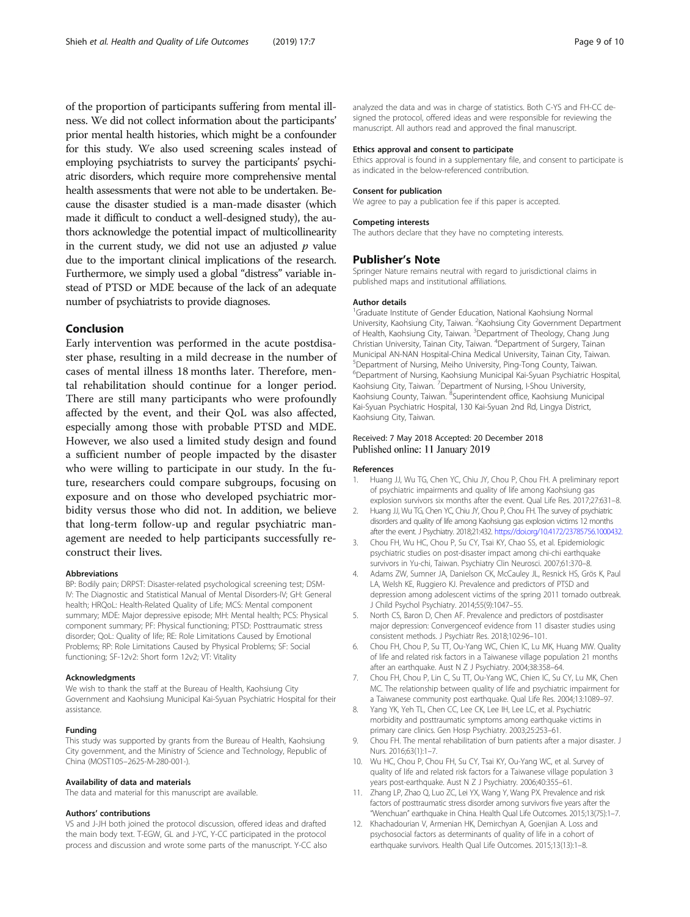of the proportion of participants suffering from mental illness. We did not collect information about the participants' prior mental health histories, which might be a confounder for this study. We also used screening scales instead of employing psychiatrists to survey the participants' psychiatric disorders, which require more comprehensive mental health assessments that were not able to be undertaken. Because the disaster studied is a man-made disaster (which made it difficult to conduct a well-designed study), the authors acknowledge the potential impact of multicollinearity in the current study, we did not use an adjusted $p$ value due to the important clinical implications of the research. Furthermore, we simply used a global "distress" variable instead of PTSD or MDE because of the lack of an adequate number of psychiatrists to provide diagnoses.

## Conclusion

Early intervention was performed in the acute postdisaster phase, resulting in a mild decrease in the number of cases of mental illness 18 months later. Therefore, mental rehabilitation should continue for a longer period. There are still many participants who were profoundly affected by the event, and their QoL was also affected, especially among those with probable PTSD and MDE. However, we also used a limited study design and found a sufficient number of people impacted by the disaster who were willing to participate in our study. In the future, researchers could compare subgroups, focusing on exposure and on those who developed psychiatric morbidity versus those who did not. In addition, we believe that long-term follow-up and regular psychiatric management are needed to help participants successfully reconstruct their lives.

#### Abbreviations

BP: Bodily pain; DRPST: Disaster-related psychological screening test; DSM-IV: The Diagnostic and Statistical Manual of Mental Disorders-IV; GH: General health; HRQoL: Health-Related Quality of Life; MCS: Mental component summary; MDE: Major depressive episode; MH: Mental health; PCS: Physical component summary; PF: Physical functioning; PTSD: Posttraumatic stress disorder; QoL: Quality of life; RE: Role Limitations Caused by Emotional Problems; RP: Role Limitations Caused by Physical Problems; SF: Social functioning; SF-12v2: Short form 12v2; VT: Vitality

#### Acknowledgments

We wish to thank the staff at the Bureau of Health, Kaohsiung City Government and Kaohsiung Municipal Kai-Syuan Psychiatric Hospital for their assistance.

#### Funding

This study was supported by grants from the Bureau of Health, Kaohsiung City government, and the Ministry of Science and Technology, Republic of China (MOST105–2625-M-280-001-).

#### Availability of data and materials

The data and material for this manuscript are available.

#### Authors' contributions

VS and J-JH both joined the protocol discussion, offered ideas and drafted the main body text. T-EGW, GL and J-YC, Y-CC participated in the protocol process and discussion and wrote some parts of the manuscript. Y-CC also analyzed the data and was in charge of statistics. Both C-YS and FH-CC designed the protocol, offered ideas and were responsible for reviewing the manuscript. All authors read and approved the final manuscript.

#### Ethics approval and consent to participate

Ethics approval is found in a supplementary file, and consent to participate is as indicated in the below-referenced contribution.

#### Consent for publication

We agree to pay a publication fee if this paper is accepted.

#### Competing interests

The authors declare that they have no compteting interests.

## Publisher's Note

Springer Nature remains neutral with regard to jurisdictional claims in published maps and institutional affiliations.

#### Author details

[1]Graduate Institute of Gender Education, National Kaohsiung Normal University, Kaohsiung City, Taiwan. [2]Kaohsiung City Government Department of Health, Kaohsiung City, Taiwan. [3]Department of Theology, Chang Jung Christian University, Tainan City, Taiwan. [4]Department of Surgery, Tainan Municipal AN-NAN Hospital-China Medical University, Tainan City, Taiwan. [5]Department of Nursing, Meiho University, Ping-Tong County, Taiwan. [6]Department of Nursing, Kaohsiung Municipal Kai-Syuan Psychiatric Hospital, Kaohsiung City, Taiwan. [7]Department of Nursing, I-Shou University, Kaohsiung County, Taiwan. [8]Superintendent office, Kaohsiung Municipal Kai-Syuan Psychiatric Hospital, 130 Kai-Syuan 2nd Rd, Lingya District, Kaohsiung City, Taiwan.

Received: 7 May 2018 Accepted: 20 December 2018
Published online: 11 January 2019

#### References

1. Huang JJ, Wu TG, Chen YC, Chiu JY, Chou P, Chou FH. A preliminary report of psychiatric impairments and quality of life among Kaohsiung gas explosion survivors six months after the event. Qual Life Res. 2017;27:631–8.
2. Huang JJ, Wu TG, Chen YC, Chiu JY, Chou P, Chou FH. The survey of psychiatric disorders and quality of life among Kaohsiung gas explosion victims 12 months after the event. J Psychiatry. 2018;21:432. https://doi.org/10.4172/23785756.1000432.
3. Chou FH, Wu HC, Chou P, Su CY, Tsai KY, Chao SS, et al. Epidemiologic psychiatric studies on post-disaster impact among chi-chi earthquake survivors in Yu-chi, Taiwan. Psychiatry Clin Neurosci. 2007;61:370–8.
4. Adams ZW, Sumner JA, Danielson CK, McCauley JL, Resnick HS, Grös K, Paul LA, Welsh KE, Ruggiero KJ. Prevalence and predictors of PTSD and depression among adolescent victims of the spring 2011 tornado outbreak. J Child Psychol Psychiatry. 2014;55(9):1047–55.
5. North CS, Baron D, Chen AF. Prevalence and predictors of postdisaster major depression: Convergenceof evidence from 11 disaster studies using consistent methods. J Psychiatr Res. 2018;102:96–101.
6. Chou FH, Chou P, Su TT, Ou-Yang WC, Chien IC, Lu MK, Huang MW. Quality of life and related risk factors in a Taiwanese village population 21 months after an earthquake. Aust N Z J Psychiatry. 2004;38:358–64.
7. Chou FH, Chou P, Lin C, Su TT, Ou-Yang WC, Chien IC, Su CY, Lu MK, Chen MC. The relationship between quality of life and psychiatric impairment for a Taiwanese community post earthquake. Qual Life Res. 2004;13:1089–97.
8. Yang YK, Yeh TL, Chen CC, Lee CK, Lee IH, Lee LC, et al. Psychiatric morbidity and posttraumatic symptoms among earthquake victims in primary care clinics. Gen Hosp Psychiatry. 2003;25:253–61.
9. Chou FH. The mental rehabilitation of burn patients after a major disaster. J Nurs. 2016;63(1):1–7.
10. Wu HC, Chou P, Chou FH, Su CY, Tsai KY, Ou-Yang WC, et al. Survey of quality of life and related risk factors for a Taiwanese village population 3 years post-earthquake. Aust N Z J Psychiatry. 2006;40:355–61.
11. Zhang LP, Zhao Q, Luo ZC, Lei YX, Wang Y, Wang PX. Prevalence and risk factors of posttraumatic stress disorder among survivors five years after the "Wenchuan" earthquake in China. Health Qual Life Outcomes. 2015;13(75):1–7.
12. Khachadourian V, Armenian HK, Demirchyan A, Goenjian A. Loss and psychosocial factors as determinants of quality of life in a cohort of earthquake survivors. Health Qual Life Outcomes. 2015;13(13):1–8.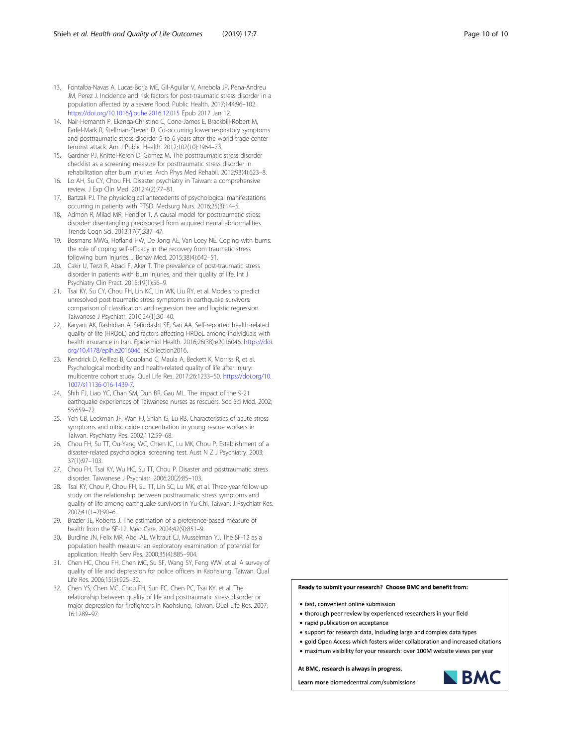13. Fontalba-Navas A, Lucas-Borja ME, Gil-Aguilar V, Arrebola JP, Pena-Andreu JM, Perez J. Incidence and risk factors for post-traumatic stress disorder in a population affected by a severe flood. Public Health. 2017;144:96–102. https://doi.org/10.1016/j.puhe.2016.12.015 Epub 2017 Jan 12.
14. Nair-Hemanth P, Ekenga-Christine C, Cone-James E, Brackbill-Robert M, Farfel-Mark R, Stellman-Steven D. Co-occurring lower respiratory symptoms and posttraumatic stress disorder 5 to 6 years after the world trade center terrorist attack. Am J Public Health. 2012;102(10):1964–73.
15. Gardner PJ, Knittel-Keren D, Gomez M. The posttraumatic stress disorder checklist as a screening measure for posttraumatic stress disorder in rehabilitation after burn injuries. Arch Phys Med Rehabil. 2012;93(4):623–8.
16. Lo AH, Su CY, Chou FH. Disaster psychiatry in Taiwan: a comprehensive review. J Exp Clin Med. 2012;4(2):77–81.
17. Bartzak PJ. The physiological antecedents of psychological manifestations occurring in patients with PTSD. Medsurg Nurs. 2016;25(3):14–5.
18. Admon R, Milad MR, Hendler T. A causal model for posttraumatic stress disorder: disentangling predisposed from acquired neural abnormalities. Trends Cogn Sci. 2013;17(7):337–47.
19. Bosmans MWG, Hofland HW, De Jong AE, Van Loey NE. Coping with burns: the role of coping self-efficacy in the recovery from traumatic stress following burn injuries. J Behav Med. 2015;38(4):642–51.
20. Cakir U, Terzi R, Abaci F, Aker T. The prevalence of post-traumatic stress disorder in patients with burn injuries, and their quality of life. Int J Psychiatry Clin Pract. 2015;19(1):56–9.
21. Tsai KY, Su CY, Chou FH, Lin KC, Lin WK, Liu RY, et al. Models to predict unresolved post-traumatic stress symptoms in earthquake survivors: comparison of classification and regression tree and logistic regression. Taiwanese J Psychiatr. 2010;24(1):30–40.
22. Karyani AK, Rashidian A, Sefiddasht SE, Sari AA. Self-reported health-related quality of life (HRQoL) and factors affecting HRQoL among individuals with health insurance in Iran. Epidemiol Health. 2016;26(38):e2016046. https://doi.org/10.4178/epih.e2016046. eCollection2016.
23. Kendrick D, Kelllezi B, Coupland C, Maula A, Beckett K, Morriss R, et al. Psychological morbidity and health-related quality of life after injury: multicentre cohort study. Qual Life Res. 2017;26:1233–50. https://doi.org/10.1007/s11136-016-1439-7.
24. Shih FJ, Liao YC, Chan SM, Duh BR, Gau ML. The impact of the 9-21 earthquake experiences of Taiwanese nurses as rescuers. Soc Sci Med. 2002;55:659–72.
25. Yeh CB, Leckman JF, Wan FJ, Shiah IS, Lu RB. Characteristics of acute stress symptoms and nitric oxide concentration in young rescue workers in Taiwan. Psychiatry Res. 2002;112:59–68.
26. Chou FH, Su TT, Ou-Yang WC, Chien IC, Lu MK, Chou P. Establishment of a disaster-related psychological screening test. Aust N Z J Psychiatry. 2003;37(1):97–103.
27. Chou FH, Tsai KY, Wu HC, Su TT, Chou P. Disaster and posttraumatic stress disorder. Taiwanese J Psychiatr. 2006;20(2):85–103.
28. Tsai KY, Chou P, Chou FH, Su TT, Lin SC, Lu MK, et al. Three-year follow-up study on the relationship between posttraumatic stress symptoms and quality of life among earthquake survivors in Yu-Chi, Taiwan. J Psychiatr Res. 2007;41(1–2):90–6.
29. Brazier JE, Roberts J. The estimation of a preference-based measure of health from the SF-12. Med Care. 2004;42(9):851–9.
30. Burdine JN, Felix MR, Abel AL, Wiltraut CJ, Musselman YJ. The SF-12 as a population health measure: an exploratory examination of potential for application. Health Serv Res. 2000;35(4):885–904.
31. Chen HC, Chou FH, Chen MC, Su SF, Wang SY, Feng WW, et al. A survey of quality of life and depression for police officers in Kaohsiung, Taiwan. Qual Life Res. 2006;15(5):925–32.
32. Chen YS, Chen MC, Chou FH, Sun FC, Chen PC, Tsai KY, et al. The relationship between quality of life and posttraumatic stress disorder or major depression for firefighters in Kaohsiung, Taiwan. Qual Life Res. 2007;16:1289–97.

**Ready to submit your research? Choose BMC and benefit from:**

- fast, convenient online submission
- thorough peer review by experienced researchers in your field
- rapid publication on acceptance
- support for research data, including large and complex data types
- gold Open Access which fosters wider collaboration and increased citations
- maximum visibility for your research: over 100M website views per year

**At BMC, research is always in progress.**

**Learn more** biomedcentral.com/submissions

BMC